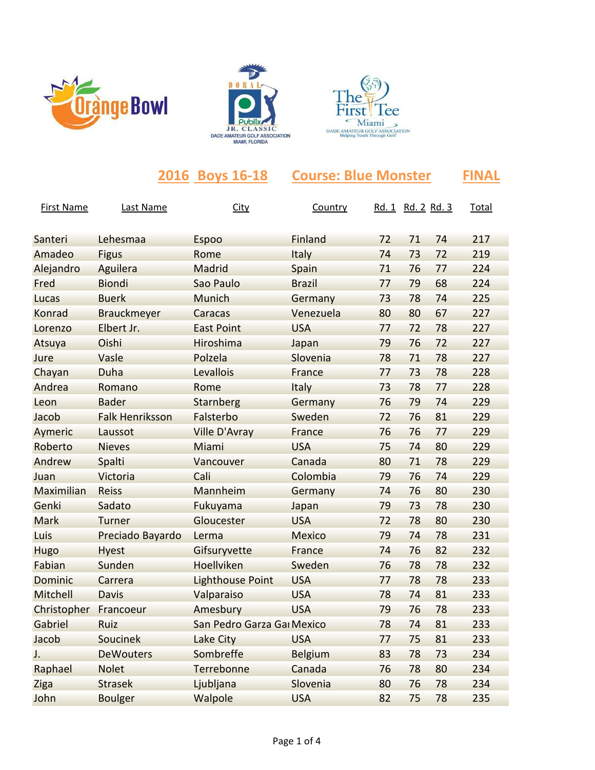## 2016 Boys 16-18 Course: Blue Monster FINAL

| First Name | Last Name | City | Country | Rd. 1 | Rd. 2 | Rd. 3 | Total |
|---|---|---|---|---|---|---|---|
| Santeri | Lehesmaa | Espoo | Finland | 72 | 71 | 74 | 217 |
| Amadeo | Figus | Rome | Italy | 74 | 73 | 72 | 219 |
| Alejandro | Aguilera | Madrid | Spain | 71 | 76 | 77 | 224 |
| Fred | Biondi | Sao Paulo | Brazil | 77 | 79 | 68 | 224 |
| Lucas | Buerk | Munich | Germany | 73 | 78 | 74 | 225 |
| Konrad | Brauckmeyer | Caracas | Venezuela | 80 | 80 | 67 | 227 |
| Lorenzo | Elbert Jr. | East Point | USA | 77 | 72 | 78 | 227 |
| Atsuya | Oishi | Hiroshima | Japan | 79 | 76 | 72 | 227 |
| Jure | Vasle | Polzela | Slovenia | 78 | 71 | 78 | 227 |
| Chayan | Duha | Levallois | France | 77 | 73 | 78 | 228 |
| Andrea | Romano | Rome | Italy | 73 | 78 | 77 | 228 |
| Leon | Bader | Starnberg | Germany | 76 | 79 | 74 | 229 |
| Jacob | Falk Henriksson | Falsterbo | Sweden | 72 | 76 | 81 | 229 |
| Aymeric | Laussot | Ville D'Avray | France | 76 | 76 | 77 | 229 |
| Roberto | Nieves | Miami | USA | 75 | 74 | 80 | 229 |
| Andrew | Spalti | Vancouver | Canada | 80 | 71 | 78 | 229 |
| Juan | Victoria | Cali | Colombia | 79 | 76 | 74 | 229 |
| Maximilian | Reiss | Mannheim | Germany | 74 | 76 | 80 | 230 |
| Genki | Sadato | Fukuyama | Japan | 79 | 73 | 78 | 230 |
| Mark | Turner | Gloucester | USA | 72 | 78 | 80 | 230 |
| Luis | Preciado Bayardo | Lerma | Mexico | 79 | 74 | 78 | 231 |
| Hugo | Hyest | Gifsuryvette | France | 74 | 76 | 82 | 232 |
| Fabian | Sunden | Hoellviken | Sweden | 76 | 78 | 78 | 232 |
| Dominic | Carrera | Lighthouse Point | USA | 77 | 78 | 78 | 233 |
| Mitchell | Davis | Valparaiso | USA | 78 | 74 | 81 | 233 |
| Christopher | Francoeur | Amesbury | USA | 79 | 76 | 78 | 233 |
| Gabriel | Ruiz | San Pedro Garza Gar | Mexico | 78 | 74 | 81 | 233 |
| Jacob | Soucinek | Lake City | USA | 77 | 75 | 81 | 233 |
| J. | DeWouters | Sombreffe | Belgium | 83 | 78 | 73 | 234 |
| Raphael | Nolet | Terrebonne | Canada | 76 | 78 | 80 | 234 |
| Ziga | Strasek | Ljubljana | Slovenia | 80 | 76 | 78 | 234 |
| John | Boulger | Walpole | USA | 82 | 75 | 78 | 235 |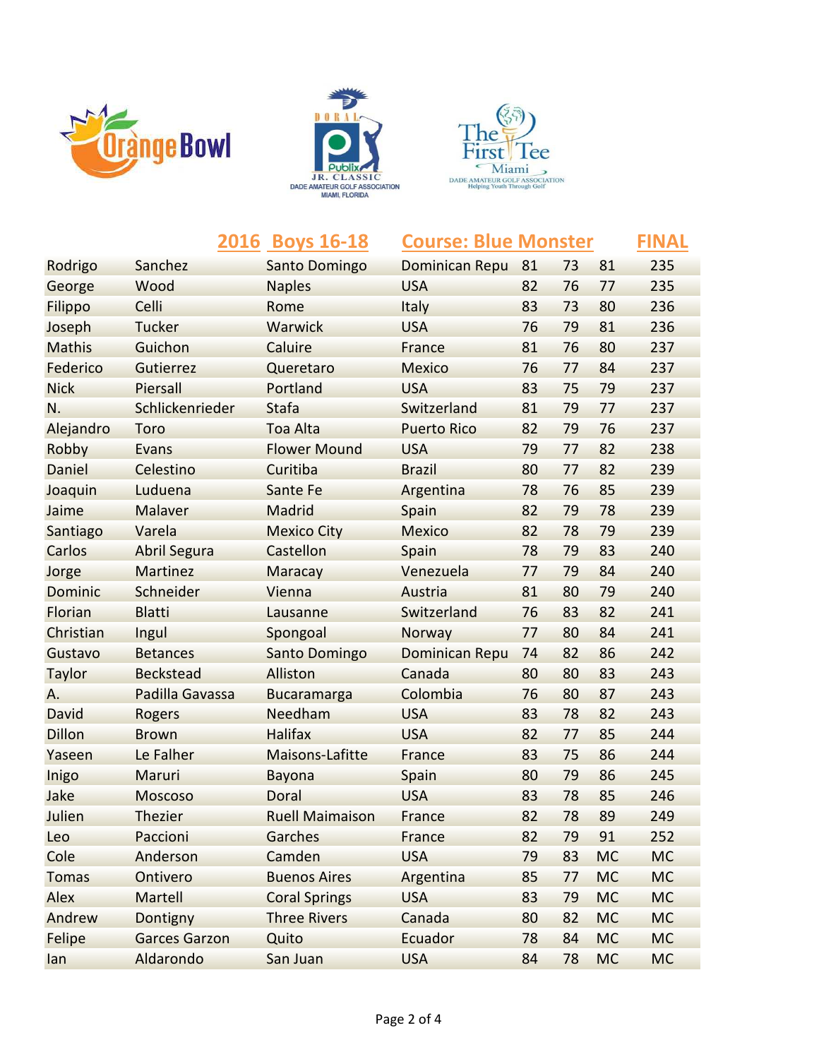## 2016 Boys 16-18 — Course: Blue Monster — FINAL

| | | | | | | | |
|---|---|---|---|---|---|---|---|
| Rodrigo | Sanchez | Santo Domingo | Dominican Repu | 81 | 73 | 81 | 235 |
| George | Wood | Naples | USA | 82 | 76 | 77 | 235 |
| Filippo | Celli | Rome | Italy | 83 | 73 | 80 | 236 |
| Joseph | Tucker | Warwick | USA | 76 | 79 | 81 | 236 |
| Mathis | Guichon | Caluire | France | 81 | 76 | 80 | 237 |
| Federico | Gutierrez | Queretaro | Mexico | 76 | 77 | 84 | 237 |
| Nick | Piersall | Portland | USA | 83 | 75 | 79 | 237 |
| N. | Schlickenrieder | Stafa | Switzerland | 81 | 79 | 77 | 237 |
| Alejandro | Toro | Toa Alta | Puerto Rico | 82 | 79 | 76 | 237 |
| Robby | Evans | Flower Mound | USA | 79 | 77 | 82 | 238 |
| Daniel | Celestino | Curitiba | Brazil | 80 | 77 | 82 | 239 |
| Joaquin | Luduena | Sante Fe | Argentina | 78 | 76 | 85 | 239 |
| Jaime | Malaver | Madrid | Spain | 82 | 79 | 78 | 239 |
| Santiago | Varela | Mexico City | Mexico | 82 | 78 | 79 | 239 |
| Carlos | Abril Segura | Castellon | Spain | 78 | 79 | 83 | 240 |
| Jorge | Martinez | Maracay | Venezuela | 77 | 79 | 84 | 240 |
| Dominic | Schneider | Vienna | Austria | 81 | 80 | 79 | 240 |
| Florian | Blatti | Lausanne | Switzerland | 76 | 83 | 82 | 241 |
| Christian | Ingul | Spongoal | Norway | 77 | 80 | 84 | 241 |
| Gustavo | Betances | Santo Domingo | Dominican Repu | 74 | 82 | 86 | 242 |
| Taylor | Beckstead | Alliston | Canada | 80 | 80 | 83 | 243 |
| A. | Padilla Gavassa | Bucaramarga | Colombia | 76 | 80 | 87 | 243 |
| David | Rogers | Needham | USA | 83 | 78 | 82 | 243 |
| Dillon | Brown | Halifax | USA | 82 | 77 | 85 | 244 |
| Yaseen | Le Falher | Maisons-Lafitte | France | 83 | 75 | 86 | 244 |
| Inigo | Maruri | Bayona | Spain | 80 | 79 | 86 | 245 |
| Jake | Moscoso | Doral | USA | 83 | 78 | 85 | 246 |
| Julien | Thezier | Ruell Maimaison | France | 82 | 78 | 89 | 249 |
| Leo | Paccioni | Garches | France | 82 | 79 | 91 | 252 |
| Cole | Anderson | Camden | USA | 79 | 83 | MC | MC |
| Tomas | Ontivero | Buenos Aires | Argentina | 85 | 77 | MC | MC |
| Alex | Martell | Coral Springs | USA | 83 | 79 | MC | MC |
| Andrew | Dontigny | Three Rivers | Canada | 80 | 82 | MC | MC |
| Felipe | Garces Garzon | Quito | Ecuador | 78 | 84 | MC | MC |
| Ian | Aldarondo | San Juan | USA | 84 | 78 | MC | MC |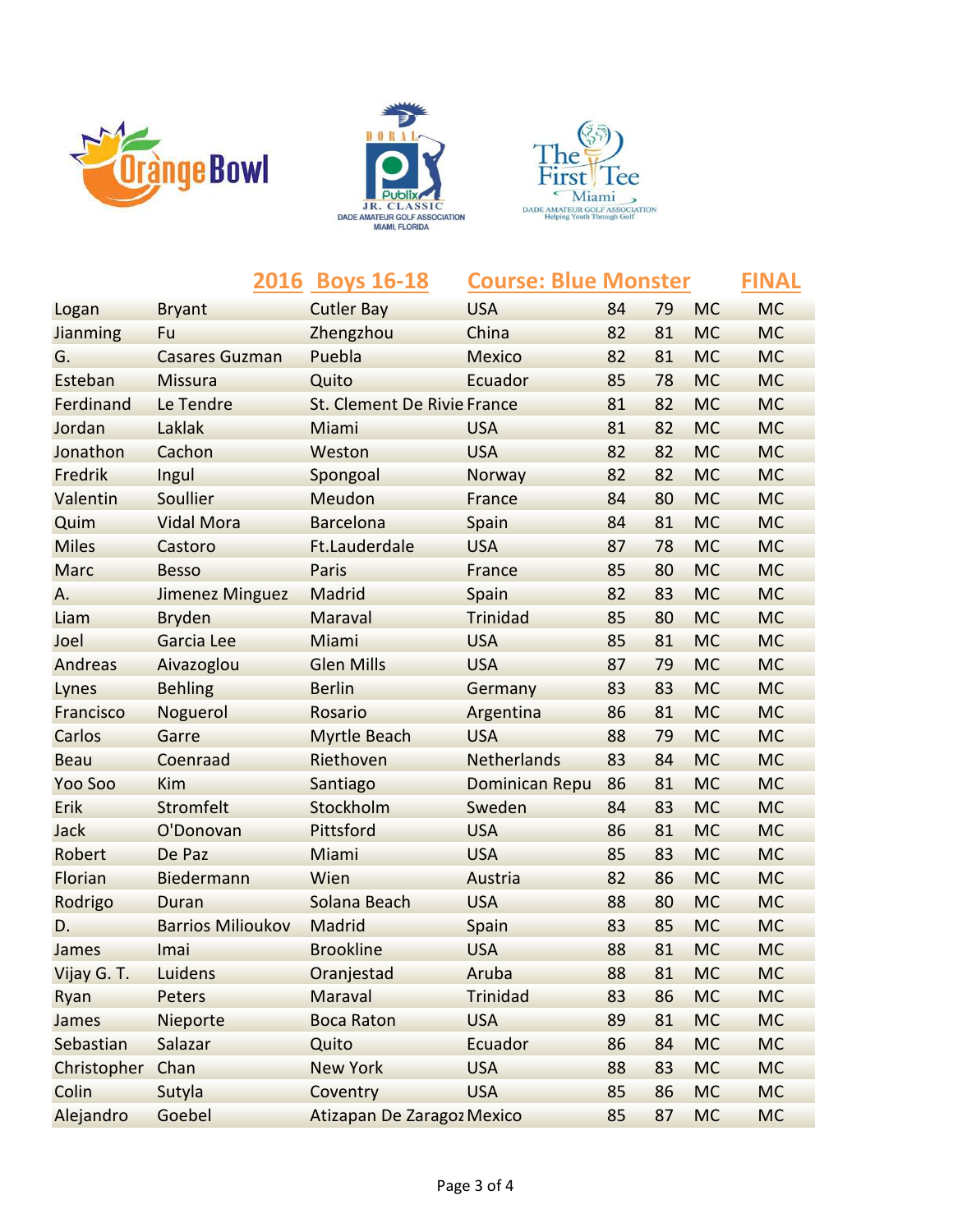Orange Bowl | Doral Publix Jr. Classic — Dade Amateur Golf Association, Miami, Florida | The First Tee Miami — Dade Amateur Golf Association, Helping Youth Through Golf

## 2016 Boys 16-18 | Course: Blue Monster | FINAL

| | | | | | | | |
|---|---|---|---|---|---|---|---|
| Logan | Bryant | Cutler Bay | USA | 84 | 79 | MC | MC |
| Jianming | Fu | Zhengzhou | China | 82 | 81 | MC | MC |
| G. | Casares Guzman | Puebla | Mexico | 82 | 81 | MC | MC |
| Esteban | Missura | Quito | Ecuador | 85 | 78 | MC | MC |
| Ferdinand | Le Tendre | St. Clement De Rivie | France | 81 | 82 | MC | MC |
| Jordan | Laklak | Miami | USA | 81 | 82 | MC | MC |
| Jonathon | Cachon | Weston | USA | 82 | 82 | MC | MC |
| Fredrik | Ingul | Spongoal | Norway | 82 | 82 | MC | MC |
| Valentin | Soullier | Meudon | France | 84 | 80 | MC | MC |
| Quim | Vidal Mora | Barcelona | Spain | 84 | 81 | MC | MC |
| Miles | Castoro | Ft.Lauderdale | USA | 87 | 78 | MC | MC |
| Marc | Besso | Paris | France | 85 | 80 | MC | MC |
| A. | Jimenez Minguez | Madrid | Spain | 82 | 83 | MC | MC |
| Liam | Bryden | Maraval | Trinidad | 85 | 80 | MC | MC |
| Joel | Garcia Lee | Miami | USA | 85 | 81 | MC | MC |
| Andreas | Aivazoglou | Glen Mills | USA | 87 | 79 | MC | MC |
| Lynes | Behling | Berlin | Germany | 83 | 83 | MC | MC |
| Francisco | Noguerol | Rosario | Argentina | 86 | 81 | MC | MC |
| Carlos | Garre | Myrtle Beach | USA | 88 | 79 | MC | MC |
| Beau | Coenraad | Riethoven | Netherlands | 83 | 84 | MC | MC |
| Yoo Soo | Kim | Santiago | Dominican Repu | 86 | 81 | MC | MC |
| Erik | Stromfelt | Stockholm | Sweden | 84 | 83 | MC | MC |
| Jack | O'Donovan | Pittsford | USA | 86 | 81 | MC | MC |
| Robert | De Paz | Miami | USA | 85 | 83 | MC | MC |
| Florian | Biedermann | Wien | Austria | 82 | 86 | MC | MC |
| Rodrigo | Duran | Solana Beach | USA | 88 | 80 | MC | MC |
| D. | Barrios Milioukov | Madrid | Spain | 83 | 85 | MC | MC |
| James | Imai | Brookline | USA | 88 | 81 | MC | MC |
| Vijay G. T. | Luidens | Oranjestad | Aruba | 88 | 81 | MC | MC |
| Ryan | Peters | Maraval | Trinidad | 83 | 86 | MC | MC |
| James | Nieporte | Boca Raton | USA | 89 | 81 | MC | MC |
| Sebastian | Salazar | Quito | Ecuador | 86 | 84 | MC | MC |
| Christopher | Chan | New York | USA | 88 | 83 | MC | MC |
| Colin | Sutyla | Coventry | USA | 85 | 86 | MC | MC |
| Alejandro | Goebel | Atizapan De Zaragoz | Mexico | 85 | 87 | MC | MC |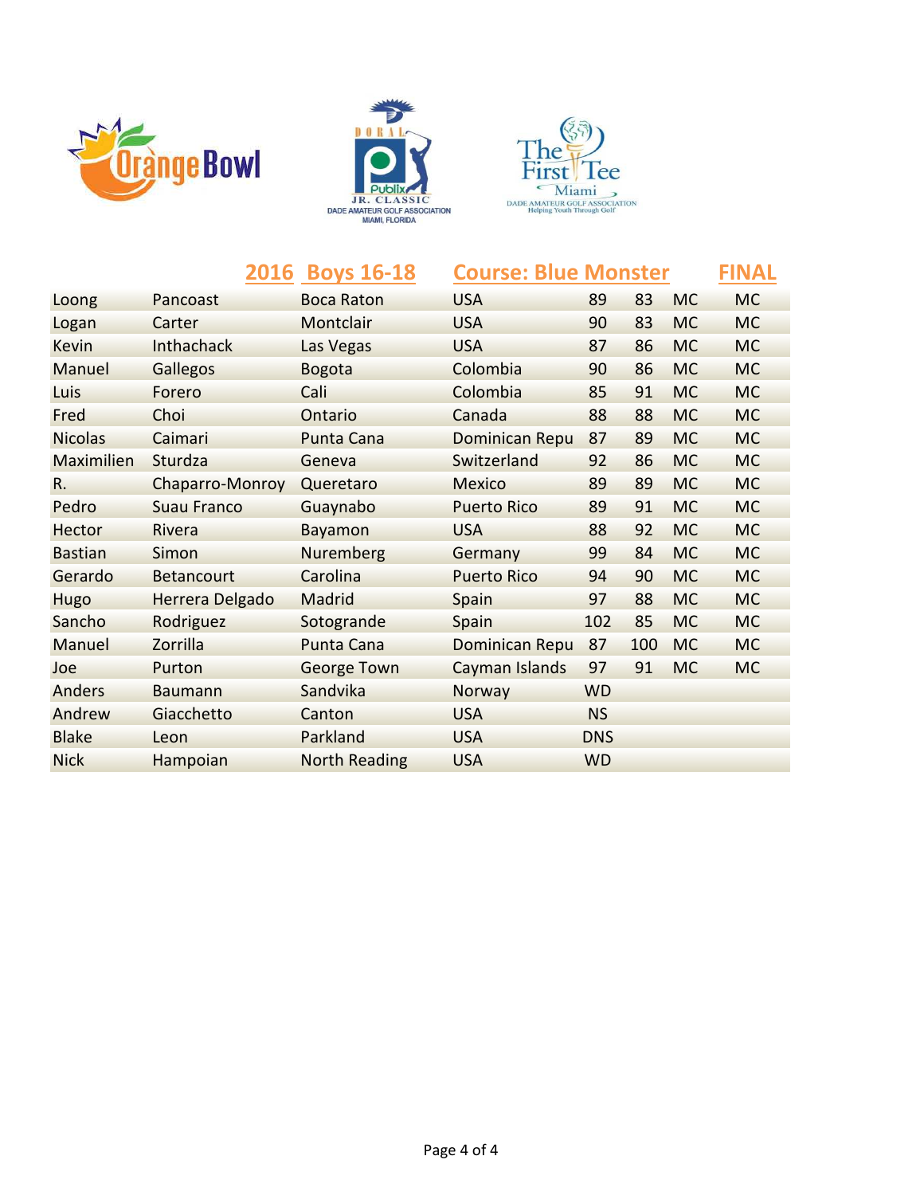Orange Bowl

DORAL Publix JR. CLASSIC
DADE AMATEUR GOLF ASSOCIATION
MIAMI, FLORIDA

The First Tee Miami
DADE AMATEUR GOLF ASSOCIATION
Helping Youth Through Golf

## 2016 Boys 16-18 Course: Blue Monster FINAL

| | | | | | | | |
|---|---|---|---|---|---|---|---|
| Loong | Pancoast | Boca Raton | USA | 89 | 83 | MC | MC |
| Logan | Carter | Montclair | USA | 90 | 83 | MC | MC |
| Kevin | Inthachack | Las Vegas | USA | 87 | 86 | MC | MC |
| Manuel | Gallegos | Bogota | Colombia | 90 | 86 | MC | MC |
| Luis | Forero | Cali | Colombia | 85 | 91 | MC | MC |
| Fred | Choi | Ontario | Canada | 88 | 88 | MC | MC |
| Nicolas | Caimari | Punta Cana | Dominican Repu | 87 | 89 | MC | MC |
| Maximilien | Sturdza | Geneva | Switzerland | 92 | 86 | MC | MC |
| R. | Chaparro-Monroy | Queretaro | Mexico | 89 | 89 | MC | MC |
| Pedro | Suau Franco | Guaynabo | Puerto Rico | 89 | 91 | MC | MC |
| Hector | Rivera | Bayamon | USA | 88 | 92 | MC | MC |
| Bastian | Simon | Nuremberg | Germany | 99 | 84 | MC | MC |
| Gerardo | Betancourt | Carolina | Puerto Rico | 94 | 90 | MC | MC |
| Hugo | Herrera Delgado | Madrid | Spain | 97 | 88 | MC | MC |
| Sancho | Rodriguez | Sotogrande | Spain | 102 | 85 | MC | MC |
| Manuel | Zorrilla | Punta Cana | Dominican Repu | 87 | 100 | MC | MC |
| Joe | Purton | George Town | Cayman Islands | 97 | 91 | MC | MC |
| Anders | Baumann | Sandvika | Norway | WD | | | |
| Andrew | Giacchetto | Canton | USA | NS | | | |
| Blake | Leon | Parkland | USA | DNS | | | |
| Nick | Hampoian | North Reading | USA | WD | | | |